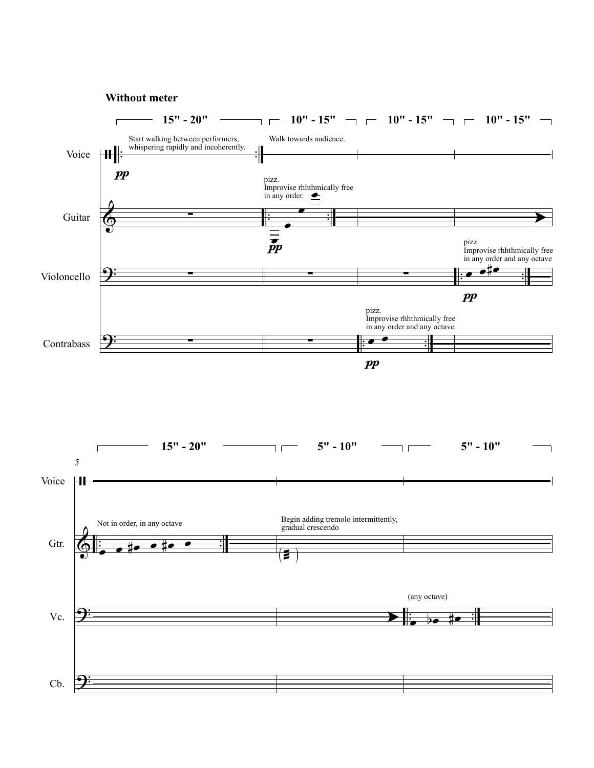**Without meter**

15" - 20" | 10" - 15" | 10" - 15" | 10" - 15"

Voice — *pp* — Start walking between performers, whispering rapidly and incoherently.

Walk towards audience.

Guitar — pizz. Improvise rhhthmically free in any order. *pp*

Violoncello — pizz. Improvise rhhthmically free in any order and any octave *pp*

Contrabass — pizz. Improvise rhhthmically free in any order and any octave. *pp*

15" - 20" | 5" - 10" | 5" - 10"

5

Voice

Gtr. — Not in order, in any octave

Begin adding tremolo intermittently, gradual crescendo

Vc. — (any octave)

Cb.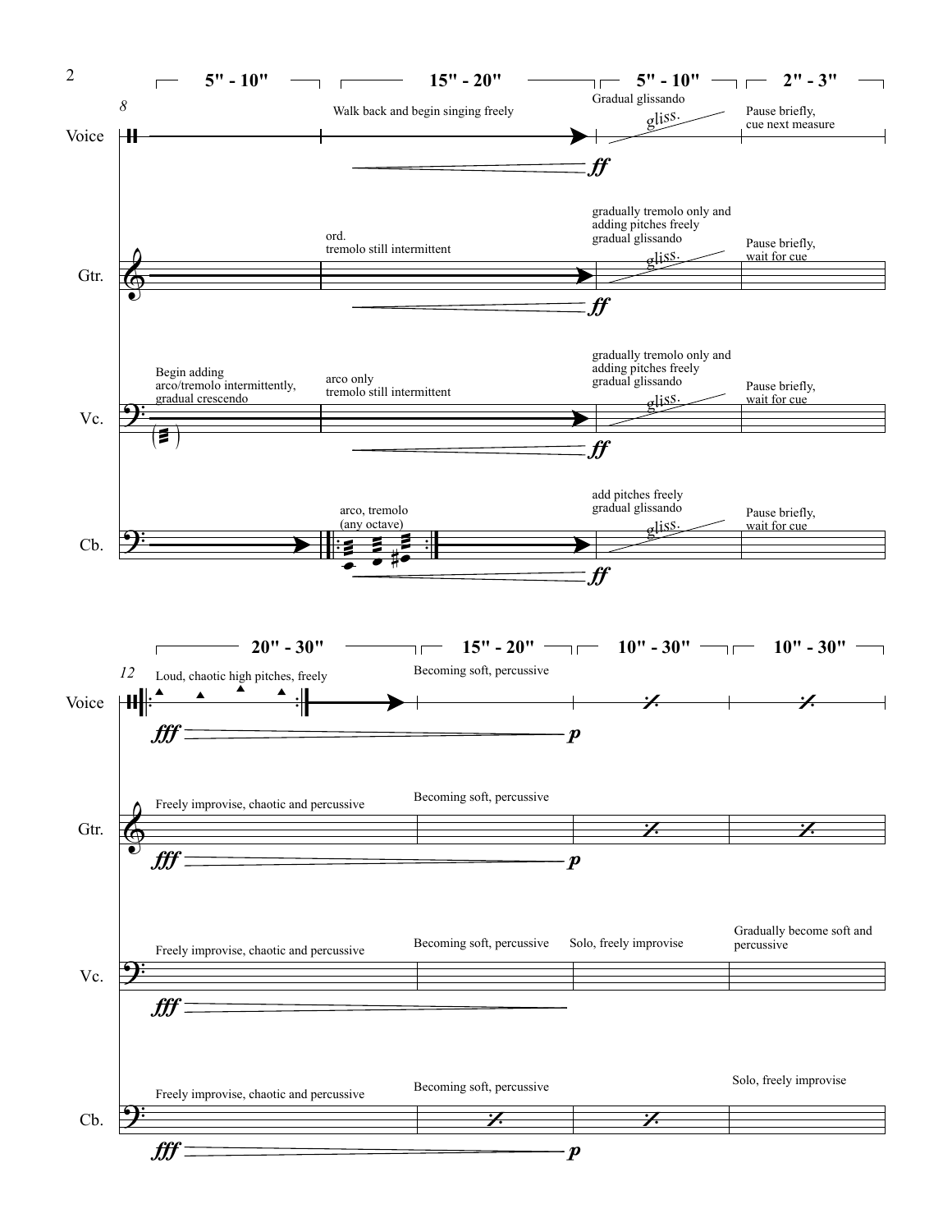| | 5" - 10" | 15" - 20" | 5" - 10" | 2" - 3" |
|---|---|---|---|---|
| **Voice** (m. 8) | | Walk back and begin singing freely (*ff*) | Gradual glissando (gliss.) | Pause briefly, cue next measure |
| **Gtr.** | | ord. tremolo still intermittent (*ff*) | gradually tremolo only and adding pitches freely gradual glissando (gliss.) | Pause briefly, wait for cue |
| **Vc.** | Begin adding arco/tremolo intermittently, gradual crescendo | arco only tremolo still intermittent (*ff*) | gradually tremolo only and adding pitches freely gradual glissando (gliss.) | Pause briefly, wait for cue |
| **Cb.** | | arco, tremolo (any octave) (*ff*) | add pitches freely gradual glissando (gliss.) | Pause briefly, wait for cue |

| | 20" - 30" | 15" - 20" | 10" - 30" | 10" - 30" |
|---|---|---|---|---|
| **Voice** (m. 12) | Loud, chaotic high pitches, freely (*fff* > *p*) | Becoming soft, percussive | ⁒ | ⁒ |
| **Gtr.** | Freely improvise, chaotic and percussive (*fff* > *p*) | Becoming soft, percussive | ⁒ | ⁒ |
| **Vc.** | Freely improvise, chaotic and percussive (*fff* >) | Becoming soft, percussive | Solo, freely improvise | Gradually become soft and percussive |
| **Cb.** | Freely improvise, chaotic and percussive (*fff* > *p*) | Becoming soft, percussive ⁒ | ⁒ | Solo, freely improvise |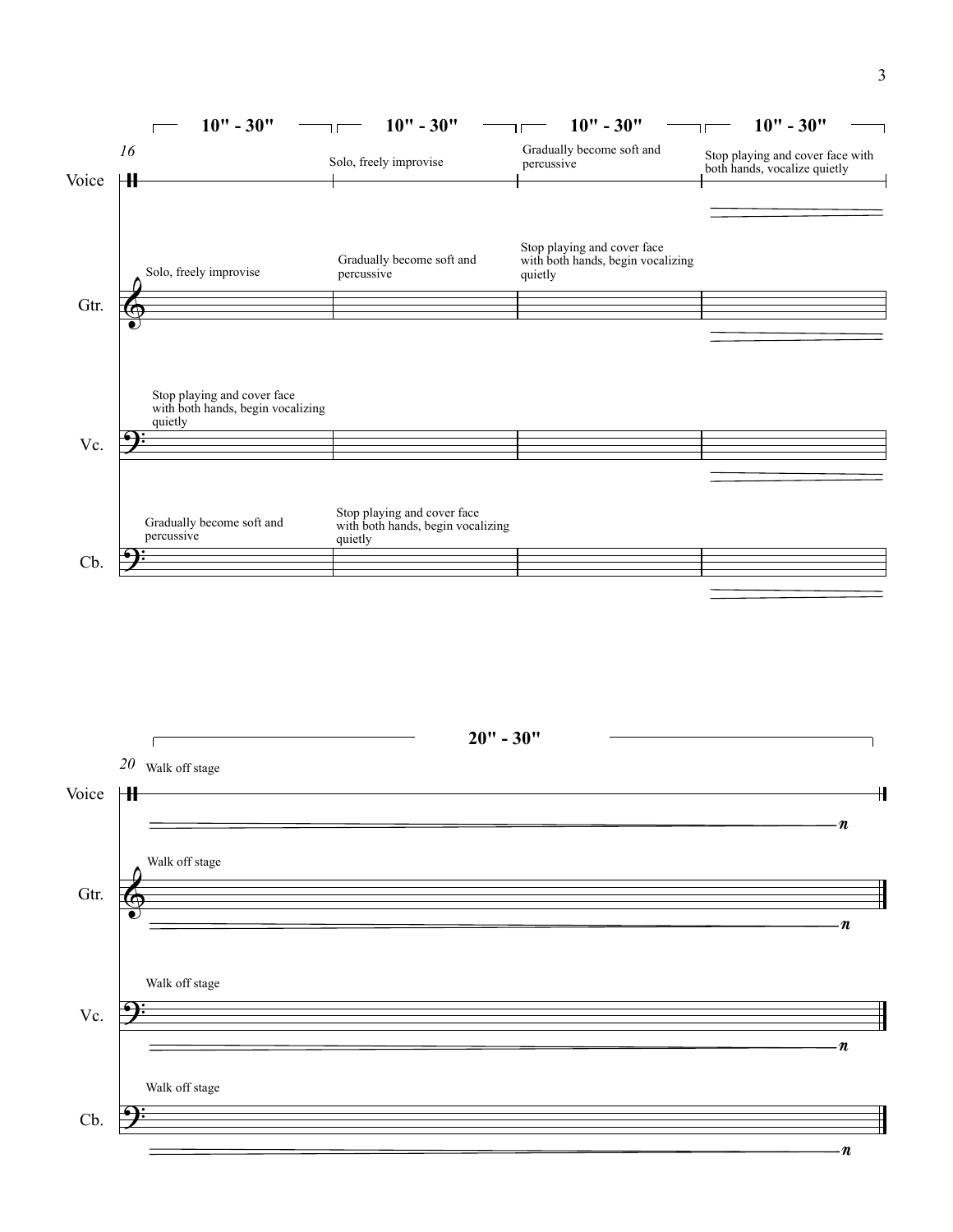10" - 30" | 10" - 30" | 10" - 30" | 10" - 30"

16

Voice

Solo, freely improvise

Gradually become soft and percussive

Stop playing and cover face with both hands, vocalize quietly

Gtr.

Solo, freely improvise

Gradually become soft and percussive

Stop playing and cover face with both hands, begin vocalizing quietly

Vc.

Stop playing and cover face with both hands, begin vocalizing quietly

Cb.

Gradually become soft and percussive

Stop playing and cover face with both hands, begin vocalizing quietly

20" - 30"

20

Voice

Walk off stage

*n*

Gtr.

Walk off stage

*n*

Vc.

Walk off stage

*n*

Cb.

Walk off stage

*n*